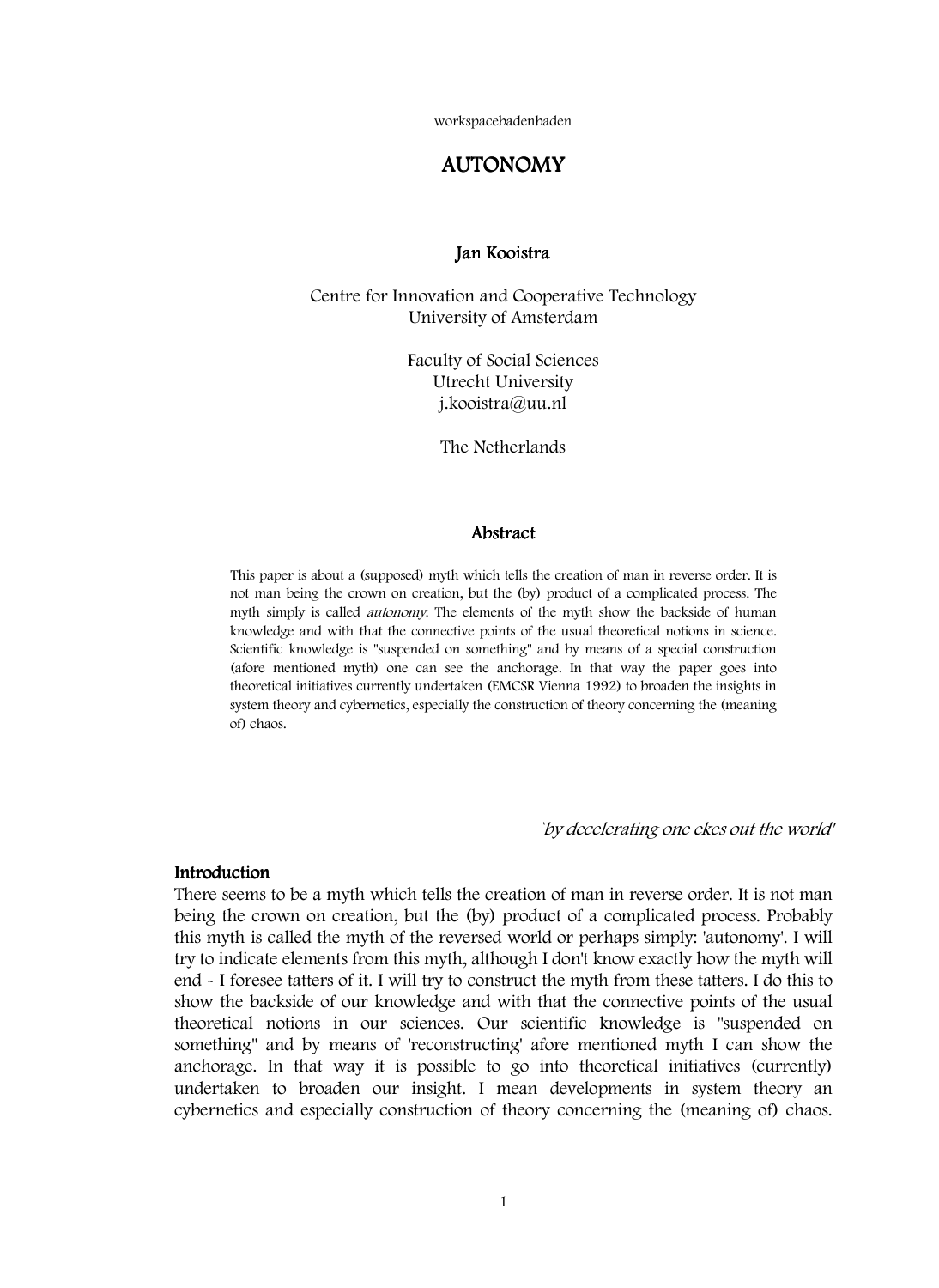workspacebadenbaden

# AUTONOMY

**Jan Kooistra**

Centre for Innovation and Cooperative Technology
University of Amsterdam

Faculty of Social Sciences
Utrecht University
j.kooistra@uu.nl

The Netherlands

## Abstract

This paper is about a (supposed) myth which tells the creation of man in reverse order. It is not man being the crown on creation, but the (by) product of a complicated process. The myth simply is called *autonomy*. The elements of the myth show the backside of human knowledge and with that the connective points of the usual theoretical notions in science. Scientific knowledge is "suspended on something" and by means of a special construction (afore mentioned myth) one can see the anchorage. In that way the paper goes into theoretical initiatives currently undertaken (EMCSR Vienna 1992) to broaden the insights in system theory and cybernetics, especially the construction of theory concerning the (meaning of) chaos.

*'by decelerating one ekes out the world'*

## Introduction

There seems to be a myth which tells the creation of man in reverse order. It is not man being the crown on creation, but the (by) product of a complicated process. Probably this myth is called the myth of the reversed world or perhaps simply: 'autonomy'. I will try to indicate elements from this myth, although I don't know exactly how the myth will end - I foresee tatters of it. I will try to construct the myth from these tatters. I do this to show the backside of our knowledge and with that the connective points of the usual theoretical notions in our sciences. Our scientific knowledge is "suspended on something" and by means of 'reconstructing' afore mentioned myth I can show the anchorage. In that way it is possible to go into theoretical initiatives (currently) undertaken to broaden our insight. I mean developments in system theory an cybernetics and especially construction of theory concerning the (meaning of) chaos.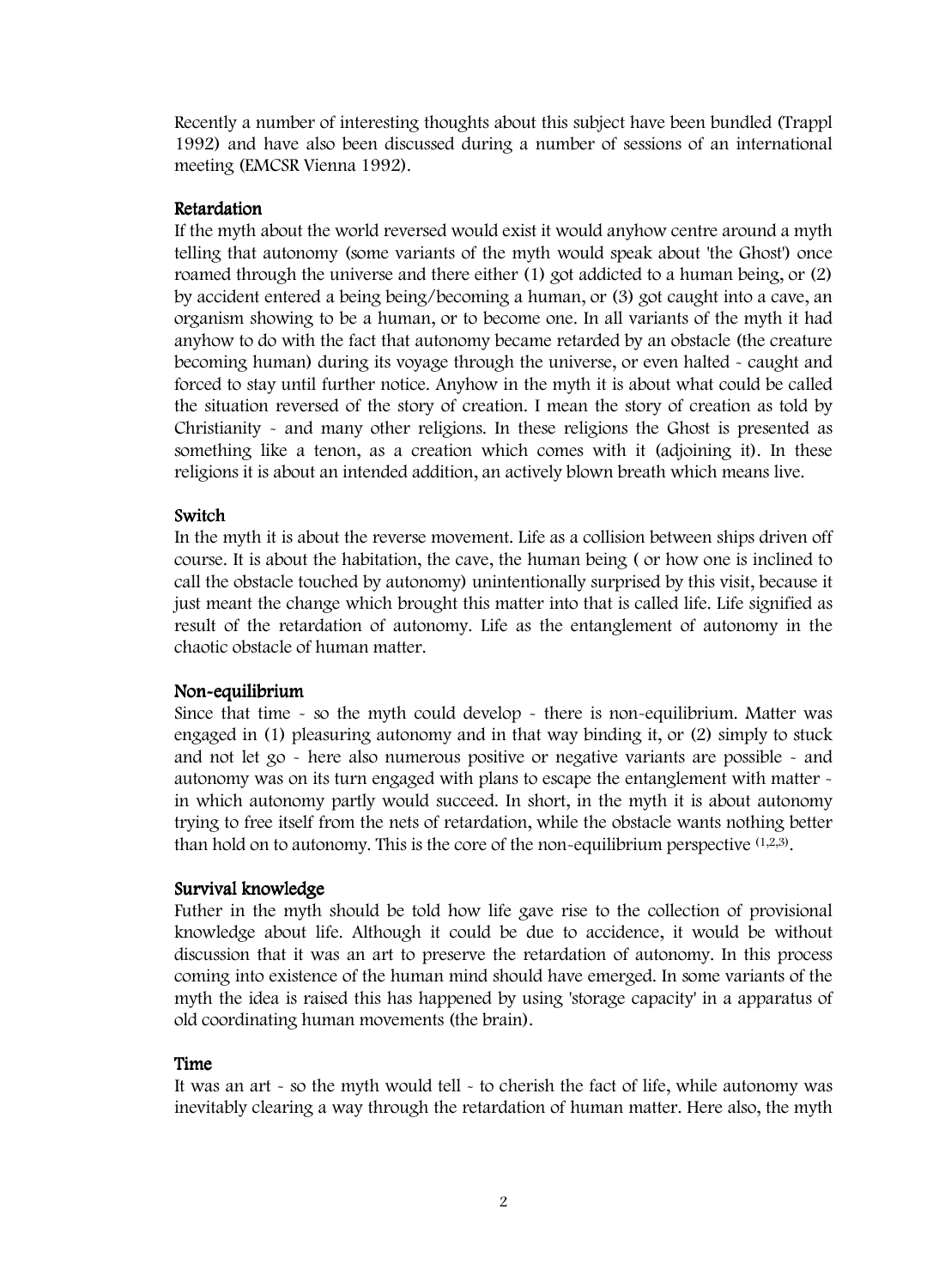Recently a number of interesting thoughts about this subject have been bundled (Trappl 1992) and have also been discussed during a number of sessions of an international meeting (EMCSR Vienna 1992).

### Retardation

If the myth about the world reversed would exist it would anyhow centre around a myth telling that autonomy (some variants of the myth would speak about 'the Ghost') once roamed through the universe and there either (1) got addicted to a human being, or (2) by accident entered a being being/becoming a human, or (3) got caught into a cave, an organism showing to be a human, or to become one. In all variants of the myth it had anyhow to do with the fact that autonomy became retarded by an obstacle (the creature becoming human) during its voyage through the universe, or even halted - caught and forced to stay until further notice. Anyhow in the myth it is about what could be called the situation reversed of the story of creation. I mean the story of creation as told by Christianity - and many other religions. In these religions the Ghost is presented as something like a tenon, as a creation which comes with it (adjoining it). In these religions it is about an intended addition, an actively blown breath which means live.

### Switch

In the myth it is about the reverse movement. Life as a collision between ships driven off course. It is about the habitation, the cave, the human being ( or how one is inclined to call the obstacle touched by autonomy) unintentionally surprised by this visit, because it just meant the change which brought this matter into that is called life. Life signified as result of the retardation of autonomy. Life as the entanglement of autonomy in the chaotic obstacle of human matter.

### Non-equilibrium

Since that time - so the myth could develop - there is non-equilibrium. Matter was engaged in (1) pleasuring autonomy and in that way binding it, or (2) simply to stuck and not let go - here also numerous positive or negative variants are possible - and autonomy was on its turn engaged with plans to escape the entanglement with matter - in which autonomy partly would succeed. In short, in the myth it is about autonomy trying to free itself from the nets of retardation, while the obstacle wants nothing better than hold on to autonomy. This is the core of the non-equilibrium perspective [1,2,3].

### Survival knowledge

Futher in the myth should be told how life gave rise to the collection of provisional knowledge about life. Although it could be due to accidence, it would be without discussion that it was an art to preserve the retardation of autonomy. In this process coming into existence of the human mind should have emerged. In some variants of the myth the idea is raised this has happened by using 'storage capacity' in a apparatus of old coordinating human movements (the brain).

### Time

It was an art - so the myth would tell - to cherish the fact of life, while autonomy was inevitably clearing a way through the retardation of human matter. Here also, the myth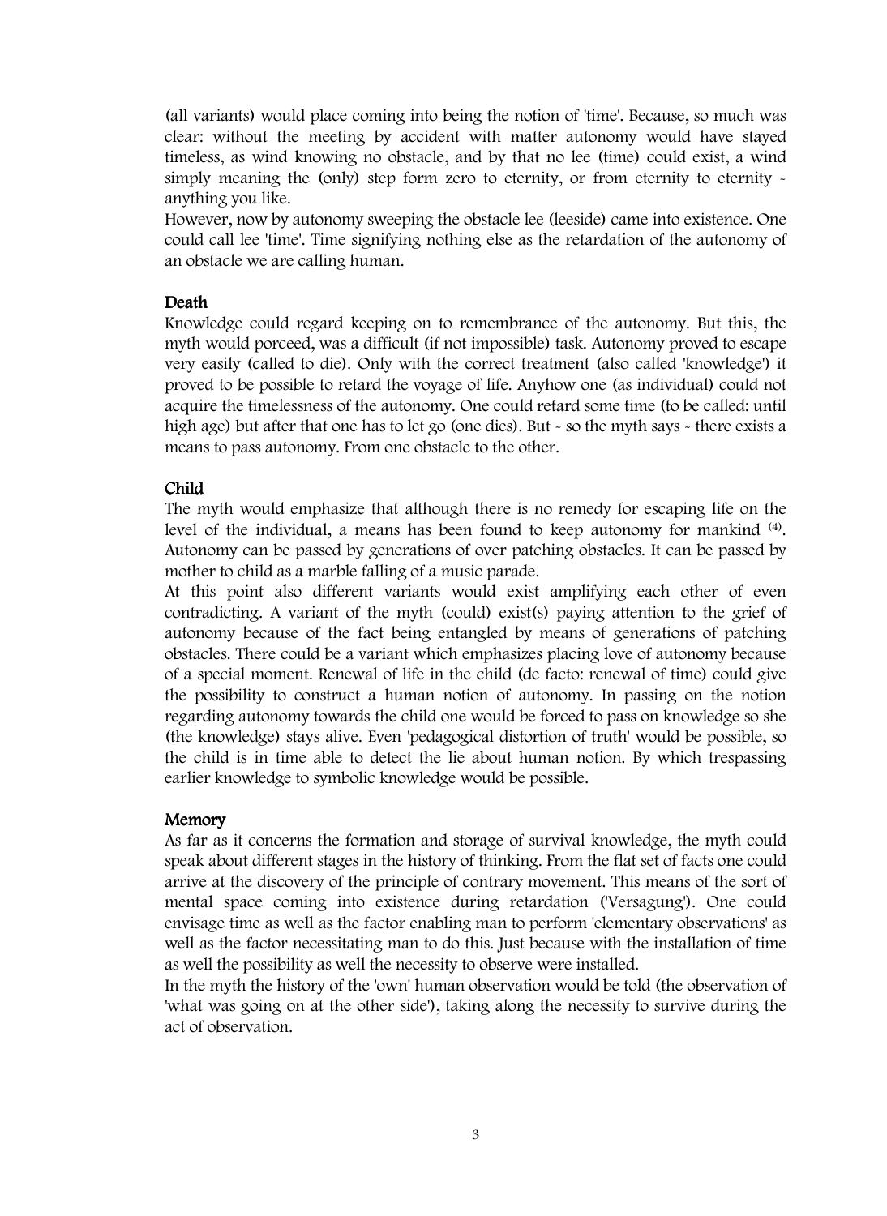(all variants) would place coming into being the notion of 'time'. Because, so much was clear: without the meeting by accident with matter autonomy would have stayed timeless, as wind knowing no obstacle, and by that no lee (time) could exist, a wind simply meaning the (only) step form zero to eternity, or from eternity to eternity - anything you like.

However, now by autonomy sweeping the obstacle lee (leeside) came into existence. One could call lee 'time'. Time signifying nothing else as the retardation of the autonomy of an obstacle we are calling human.

### Death

Knowledge could regard keeping on to remembrance of the autonomy. But this, the myth would porceed, was a difficult (if not impossible) task. Autonomy proved to escape very easily (called to die). Only with the correct treatment (also called 'knowledge') it proved to be possible to retard the voyage of life. Anyhow one (as individual) could not acquire the timelessness of the autonomy. One could retard some time (to be called: until high age) but after that one has to let go (one dies). But - so the myth says - there exists a means to pass autonomy. From one obstacle to the other.

### Child

The myth would emphasize that although there is no remedy for escaping life on the level of the individual, a means has been found to keep autonomy for mankind [4]. Autonomy can be passed by generations of over patching obstacles. It can be passed by mother to child as a marble falling of a music parade.

At this point also different variants would exist amplifying each other of even contradicting. A variant of the myth (could) exist(s) paying attention to the grief of autonomy because of the fact being entangled by means of generations of patching obstacles. There could be a variant which emphasizes placing love of autonomy because of a special moment. Renewal of life in the child (de facto: renewal of time) could give the possibility to construct a human notion of autonomy. In passing on the notion regarding autonomy towards the child one would be forced to pass on knowledge so she (the knowledge) stays alive. Even 'pedagogical distortion of truth' would be possible, so the child is in time able to detect the lie about human notion. By which trespassing earlier knowledge to symbolic knowledge would be possible.

### Memory

As far as it concerns the formation and storage of survival knowledge, the myth could speak about different stages in the history of thinking. From the flat set of facts one could arrive at the discovery of the principle of contrary movement. This means of the sort of mental space coming into existence during retardation ('Versagung'). One could envisage time as well as the factor enabling man to perform 'elementary observations' as well as the factor necessitating man to do this. Just because with the installation of time as well the possibility as well the necessity to observe were installed.

In the myth the history of the 'own' human observation would be told (the observation of 'what was going on at the other side'), taking along the necessity to survive during the act of observation.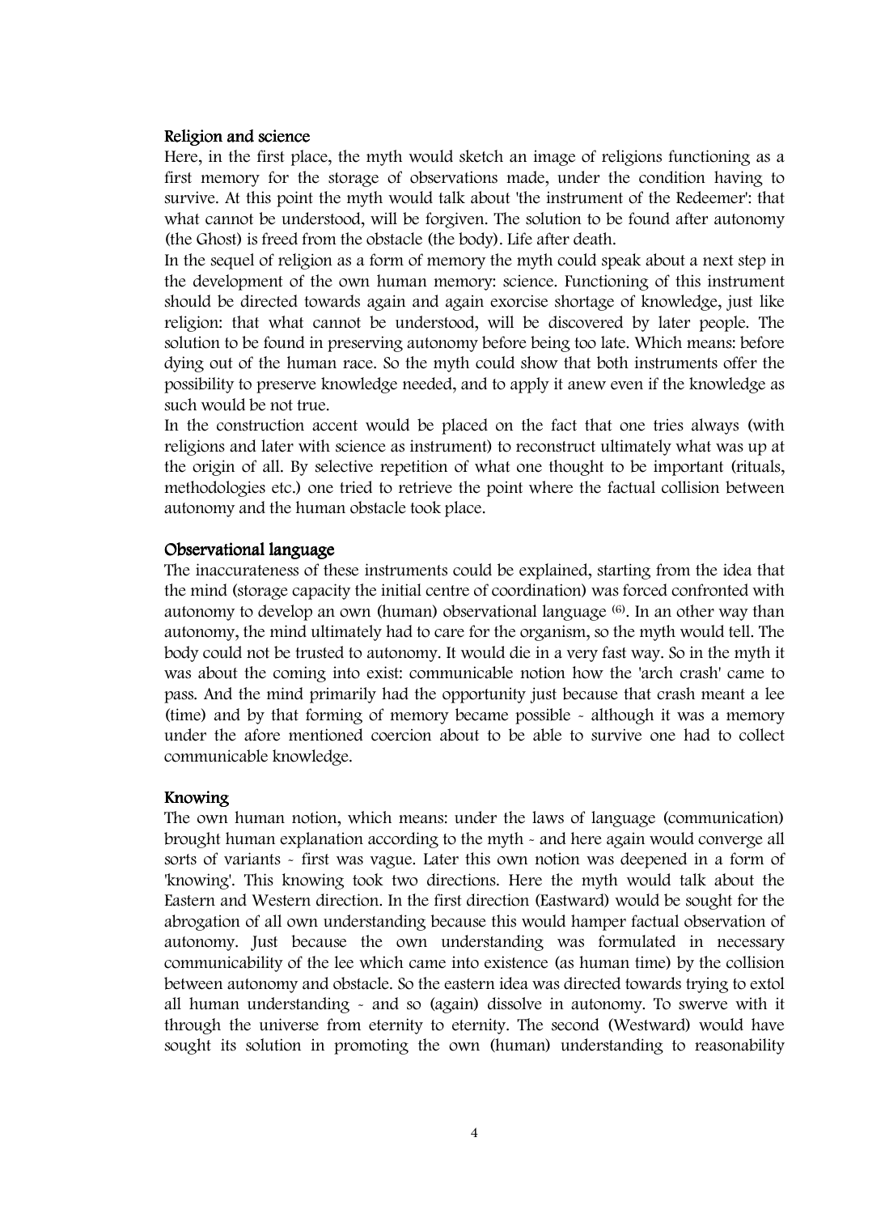## Religion and science

Here, in the first place, the myth would sketch an image of religions functioning as a first memory for the storage of observations made, under the condition having to survive. At this point the myth would talk about 'the instrument of the Redeemer': that what cannot be understood, will be forgiven. The solution to be found after autonomy (the Ghost) is freed from the obstacle (the body). Life after death.

In the sequel of religion as a form of memory the myth could speak about a next step in the development of the own human memory: science. Functioning of this instrument should be directed towards again and again exorcise shortage of knowledge, just like religion: that what cannot be understood, will be discovered by later people. The solution to be found in preserving autonomy before being too late. Which means: before dying out of the human race. So the myth could show that both instruments offer the possibility to preserve knowledge needed, and to apply it anew even if the knowledge as such would be not true.

In the construction accent would be placed on the fact that one tries always (with religions and later with science as instrument) to reconstruct ultimately what was up at the origin of all. By selective repetition of what one thought to be important (rituals, methodologies etc.) one tried to retrieve the point where the factual collision between autonomy and the human obstacle took place.

## Observational language

The inaccurateness of these instruments could be explained, starting from the idea that the mind (storage capacity the initial centre of coordination) was forced confronted with autonomy to develop an own (human) observational language [6]. In an other way than autonomy, the mind ultimately had to care for the organism, so the myth would tell. The body could not be trusted to autonomy. It would die in a very fast way. So in the myth it was about the coming into exist: communicable notion how the 'arch crash' came to pass. And the mind primarily had the opportunity just because that crash meant a lee (time) and by that forming of memory became possible - although it was a memory under the afore mentioned coercion about to be able to survive one had to collect communicable knowledge.

## Knowing

The own human notion, which means: under the laws of language (communication) brought human explanation according to the myth - and here again would converge all sorts of variants - first was vague. Later this own notion was deepened in a form of 'knowing'. This knowing took two directions. Here the myth would talk about the Eastern and Western direction. In the first direction (Eastward) would be sought for the abrogation of all own understanding because this would hamper factual observation of autonomy. Just because the own understanding was formulated in necessary communicability of the lee which came into existence (as human time) by the collision between autonomy and obstacle. So the eastern idea was directed towards trying to extol all human understanding - and so (again) dissolve in autonomy. To swerve with it through the universe from eternity to eternity. The second (Westward) would have sought its solution in promoting the own (human) understanding to reasonability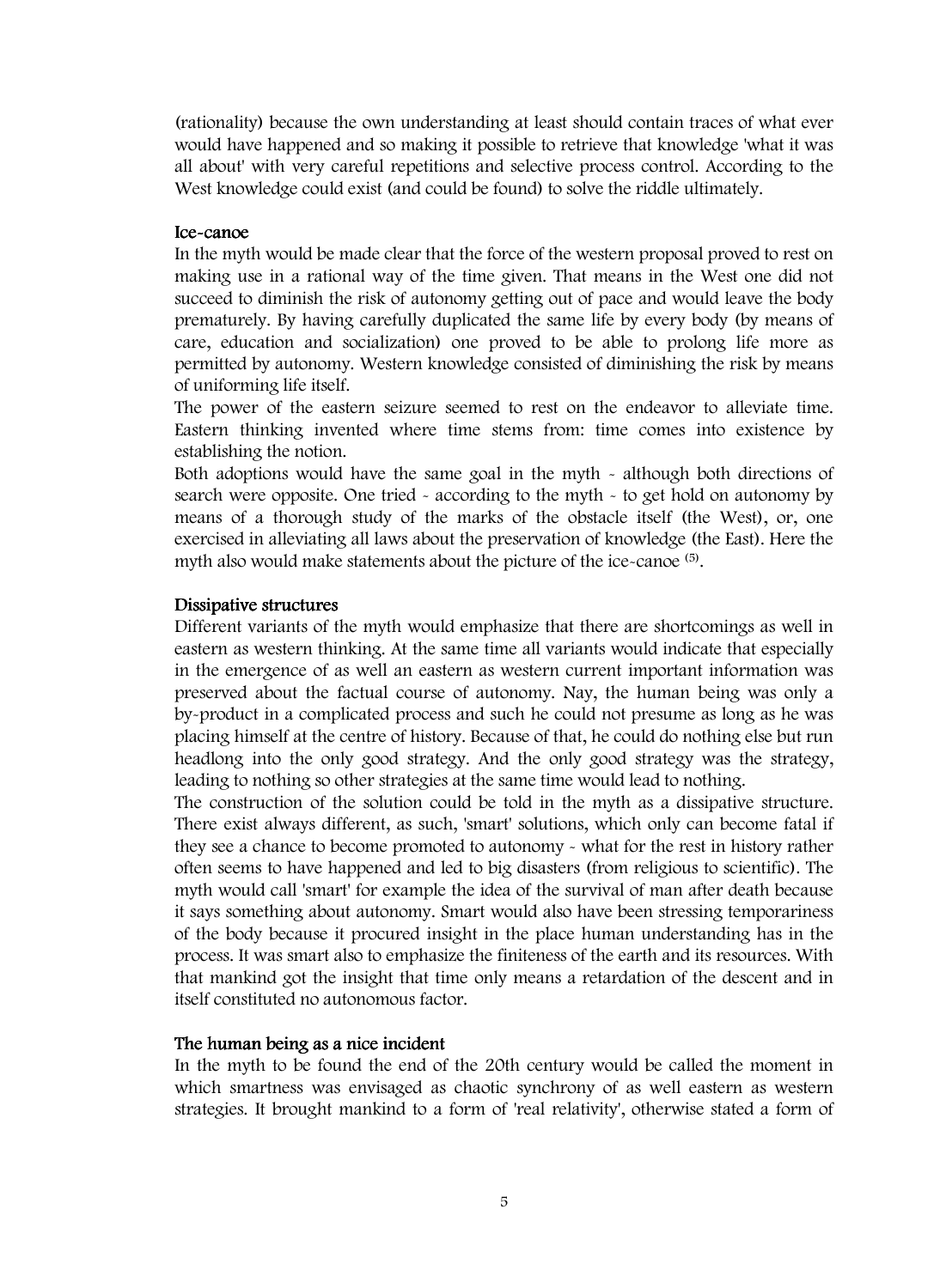(rationality) because the own understanding at least should contain traces of what ever would have happened and so making it possible to retrieve that knowledge 'what it was all about' with very careful repetitions and selective process control. According to the West knowledge could exist (and could be found) to solve the riddle ultimately.

### Ice-canoe

In the myth would be made clear that the force of the western proposal proved to rest on making use in a rational way of the time given. That means in the West one did not succeed to diminish the risk of autonomy getting out of pace and would leave the body prematurely. By having carefully duplicated the same life by every body (by means of care, education and socialization) one proved to be able to prolong life more as permitted by autonomy. Western knowledge consisted of diminishing the risk by means of uniforming life itself.

The power of the eastern seizure seemed to rest on the endeavor to alleviate time. Eastern thinking invented where time stems from: time comes into existence by establishing the notion.

Both adoptions would have the same goal in the myth - although both directions of search were opposite. One tried - according to the myth - to get hold on autonomy by means of a thorough study of the marks of the obstacle itself (the West), or, one exercised in alleviating all laws about the preservation of knowledge (the East). Here the myth also would make statements about the picture of the ice-canoe [(5)].

### Dissipative structures

Different variants of the myth would emphasize that there are shortcomings as well in eastern as western thinking. At the same time all variants would indicate that especially in the emergence of as well an eastern as western current important information was preserved about the factual course of autonomy. Nay, the human being was only a by-product in a complicated process and such he could not presume as long as he was placing himself at the centre of history. Because of that, he could do nothing else but run headlong into the only good strategy. And the only good strategy was the strategy, leading to nothing so other strategies at the same time would lead to nothing.

The construction of the solution could be told in the myth as a dissipative structure. There exist always different, as such, 'smart' solutions, which only can become fatal if they see a chance to become promoted to autonomy - what for the rest in history rather often seems to have happened and led to big disasters (from religious to scientific). The myth would call 'smart' for example the idea of the survival of man after death because it says something about autonomy. Smart would also have been stressing temporariness of the body because it procured insight in the place human understanding has in the process. It was smart also to emphasize the finiteness of the earth and its resources. With that mankind got the insight that time only means a retardation of the descent and in itself constituted no autonomous factor.

### The human being as a nice incident

In the myth to be found the end of the 20th century would be called the moment in which smartness was envisaged as chaotic synchrony of as well eastern as western strategies. It brought mankind to a form of 'real relativity', otherwise stated a form of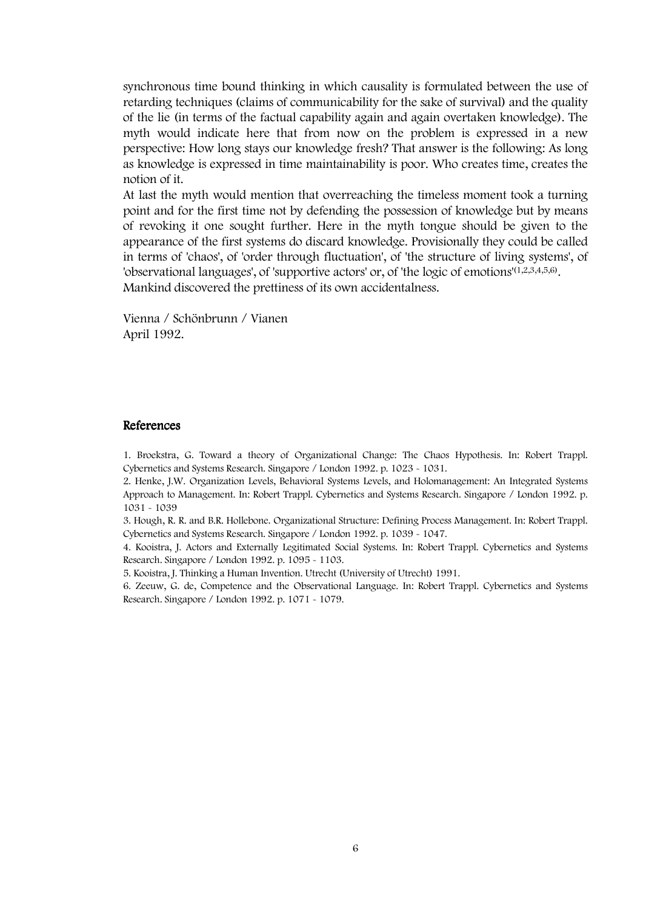synchronous time bound thinking in which causality is formulated between the use of retarding techniques (claims of communicability for the sake of survival) and the quality of the lie (in terms of the factual capability again and again overtaken knowledge). The myth would indicate here that from now on the problem is expressed in a new perspective: How long stays our knowledge fresh? That answer is the following: As long as knowledge is expressed in time maintainability is poor. Who creates time, creates the notion of it.

At last the myth would mention that overreaching the timeless moment took a turning point and for the first time not by defending the possession of knowledge but by means of revoking it one sought further. Here in the myth tongue should be given to the appearance of the first systems do discard knowledge. Provisionally they could be called in terms of 'chaos', of 'order through fluctuation', of 'the structure of living systems', of 'observational languages', of 'supportive actors' or, of 'the logic of emotions'[1,2,3,4,5,6].

Mankind discovered the prettiness of its own accidentalness.

Vienna / Schönbrunn / Vianen
April 1992.

## References

1. Broekstra, G. Toward a theory of Organizational Change: The Chaos Hypothesis. In: Robert Trappl. Cybernetics and Systems Research. Singapore / London 1992. p. 1023 - 1031.
2. Henke, J.W. Organization Levels, Behavioral Systems Levels, and Holomanagement: An Integrated Systems Approach to Management. In: Robert Trappl. Cybernetics and Systems Research. Singapore / London 1992. p. 1031 - 1039
3. Hough, R. R. and B.R. Hollebone. Organizational Structure: Defining Process Management. In: Robert Trappl. Cybernetics and Systems Research. Singapore / London 1992. p. 1039 - 1047.
4. Kooistra, J. Actors and Externally Legitimated Social Systems. In: Robert Trappl. Cybernetics and Systems Research. Singapore / London 1992. p. 1095 - 1103.
5. Kooistra, J. Thinking a Human Invention. Utrecht (University of Utrecht) 1991.
6. Zeeuw, G. de, Competence and the Observational Language. In: Robert Trappl. Cybernetics and Systems Research. Singapore / London 1992. p. 1071 - 1079.